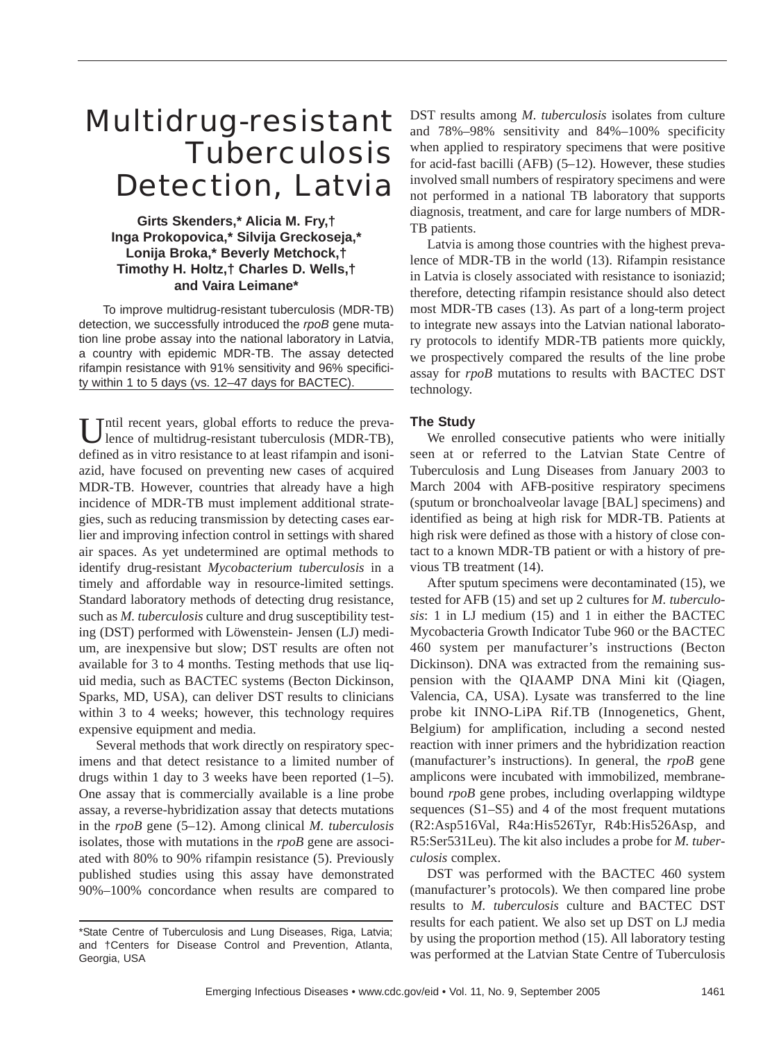# Multidrug-resistant Tuberculosis Detection, Latvia

**Girts Skenders,\* Alicia M. Fry,† Inga Prokopovica,\* Silvija Greckoseja,\* Lonija Broka,\* Beverly Metchock,† Timothy H. Holtz,† Charles D. Wells,† and Vaira Leimane\***

To improve multidrug-resistant tuberculosis (MDR-TB) detection, we successfully introduced the *rpoB* gene mutation line probe assay into the national laboratory in Latvia, a country with epidemic MDR-TB. The assay detected rifampin resistance with 91% sensitivity and 96% specificity within 1 to 5 days (vs. 12–47 days for BACTEC).

Until recent years, global efforts to reduce the prevalence of multidrug-resistant tuberculosis (MDR-TB), defined as in vitro resistance to at least rifampin and isoniazid, have focused on preventing new cases of acquired MDR-TB. However, countries that already have a high incidence of MDR-TB must implement additional strategies, such as reducing transmission by detecting cases earlier and improving infection control in settings with shared air spaces. As yet undetermined are optimal methods to identify drug-resistant *Mycobacterium tuberculosis* in a timely and affordable way in resource-limited settings. Standard laboratory methods of detecting drug resistance, such as *M. tuberculosis* culture and drug susceptibility testing (DST) performed with Löwenstein- Jensen (LJ) medium, are inexpensive but slow; DST results are often not available for 3 to 4 months. Testing methods that use liquid media, such as BACTEC systems (Becton Dickinson, Sparks, MD, USA), can deliver DST results to clinicians within 3 to 4 weeks; however, this technology requires expensive equipment and media.

Several methods that work directly on respiratory specimens and that detect resistance to a limited number of drugs within 1 day to 3 weeks have been reported (1–5). One assay that is commercially available is a line probe assay, a reverse-hybridization assay that detects mutations in the *rpoB* gene (5–12). Among clinical *M. tuberculosis* isolates, those with mutations in the *rpoB* gene are associated with 80% to 90% rifampin resistance (5). Previously published studies using this assay have demonstrated 90%–100% concordance when results are compared to DST results among *M. tuberculosis* isolates from culture and 78%–98% sensitivity and 84%–100% specificity when applied to respiratory specimens that were positive for acid-fast bacilli (AFB) (5–12). However, these studies involved small numbers of respiratory specimens and were not performed in a national TB laboratory that supports diagnosis, treatment, and care for large numbers of MDR-TB patients.

Latvia is among those countries with the highest prevalence of MDR-TB in the world (13). Rifampin resistance in Latvia is closely associated with resistance to isoniazid; therefore, detecting rifampin resistance should also detect most MDR-TB cases (13). As part of a long-term project to integrate new assays into the Latvian national laboratory protocols to identify MDR-TB patients more quickly, we prospectively compared the results of the line probe assay for *rpoB* mutations to results with BACTEC DST technology.

## The Study

We enrolled consecutive patients who were initially seen at or referred to the Latvian State Centre of Tuberculosis and Lung Diseases from January 2003 to March 2004 with AFB-positive respiratory specimens (sputum or bronchoalveolar lavage [BAL] specimens) and identified as being at high risk for MDR-TB. Patients at high risk were defined as those with a history of close contact to a known MDR-TB patient or with a history of previous TB treatment (14).

After sputum specimens were decontaminated (15), we tested for AFB (15) and set up 2 cultures for *M. tuberculosis*: 1 in LJ medium (15) and 1 in either the BACTEC Mycobacteria Growth Indicator Tube 960 or the BACTEC 460 system per manufacturer's instructions (Becton Dickinson). DNA was extracted from the remaining suspension with the QIAAMP DNA Mini kit (Qiagen, Valencia, CA, USA). Lysate was transferred to the line probe kit INNO-LiPA Rif.TB (Innogenetics, Ghent, Belgium) for amplification, including a second nested reaction with inner primers and the hybridization reaction (manufacturer's instructions). In general, the *rpoB* gene amplicons were incubated with immobilized, membrane-bound *rpoB* gene probes, including overlapping wildtype sequences (S1–S5) and 4 of the most frequent mutations (R2:Asp516Val, R4a:His526Tyr, R4b:His526Asp, and R5:Ser531Leu). The kit also includes a probe for *M. tuberculosis* complex.

DST was performed with the BACTEC 460 system (manufacturer's protocols). We then compared line probe results to *M. tuberculosis* culture and BACTEC DST results for each patient. We also set up DST on LJ media by using the proportion method (15). All laboratory testing was performed at the Latvian State Centre of Tuberculosis

\*State Centre of Tuberculosis and Lung Diseases, Riga, Latvia; and †Centers for Disease Control and Prevention, Atlanta, Georgia, USA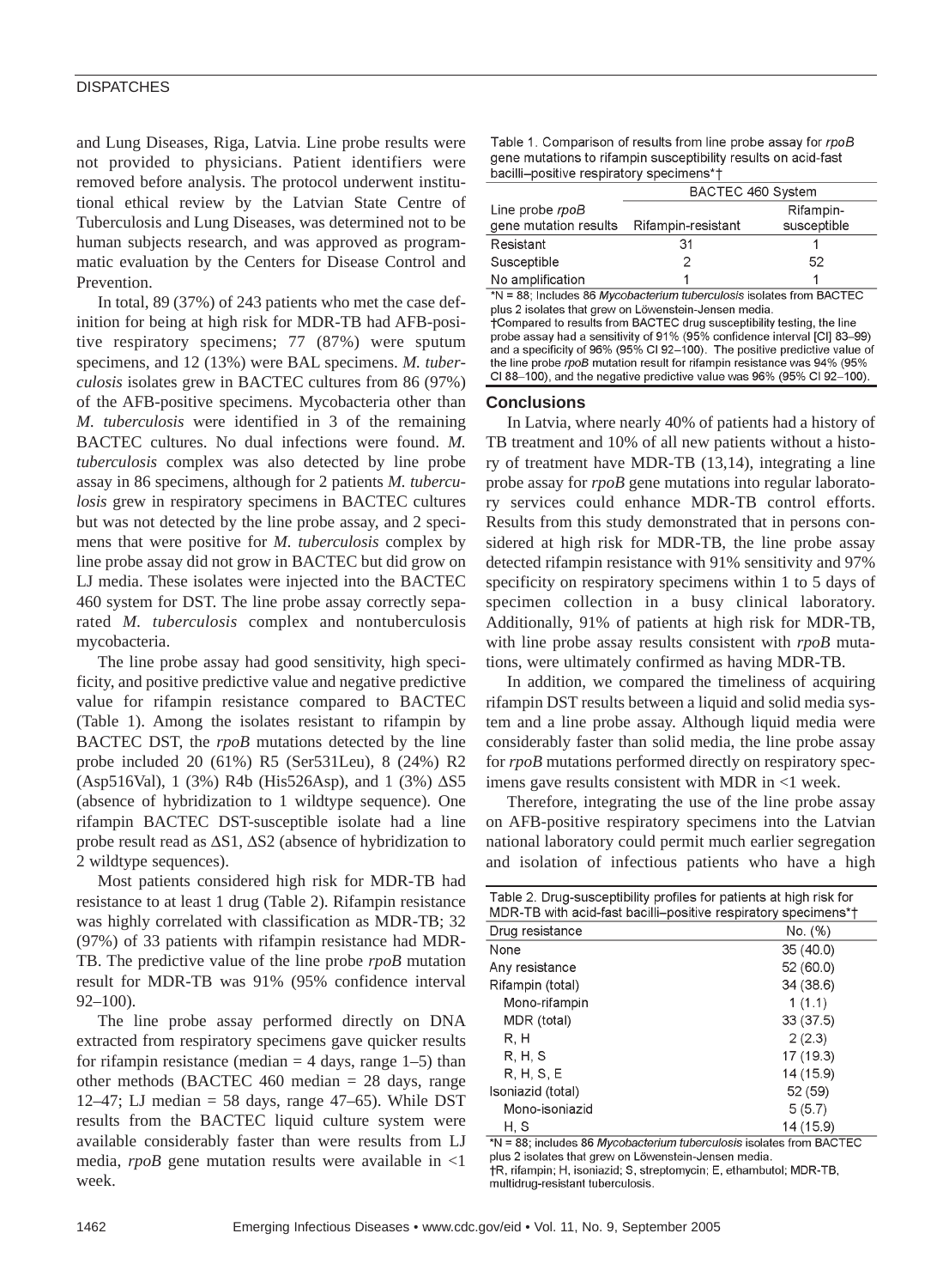and Lung Diseases, Riga, Latvia. Line probe results were not provided to physicians. Patient identifiers were removed before analysis. The protocol underwent institutional ethical review by the Latvian State Centre of Tuberculosis and Lung Diseases, was determined not to be human subjects research, and was approved as programmatic evaluation by the Centers for Disease Control and Prevention.

In total, 89 (37%) of 243 patients who met the case definition for being at high risk for MDR-TB had AFB-positive respiratory specimens; 77 (87%) were sputum specimens, and 12 (13%) were BAL specimens. *M. tuberculosis* isolates grew in BACTEC cultures from 86 (97%) of the AFB-positive specimens. Mycobacteria other than *M. tuberculosis* were identified in 3 of the remaining BACTEC cultures. No dual infections were found. *M. tuberculosis* complex was also detected by line probe assay in 86 specimens, although for 2 patients *M. tuberculosis* grew in respiratory specimens in BACTEC cultures but was not detected by the line probe assay, and 2 specimens that were positive for *M. tuberculosis* complex by line probe assay did not grow in BACTEC but did grow on LJ media. These isolates were injected into the BACTEC 460 system for DST. The line probe assay correctly separated *M. tuberculosis* complex and nontuberculosis mycobacteria.

The line probe assay had good sensitivity, high specificity, and positive predictive value and negative predictive value for rifampin resistance compared to BACTEC (Table 1). Among the isolates resistant to rifampin by BACTEC DST, the *rpoB* mutations detected by the line probe included 20 (61%) R5 (Ser531Leu), 8 (24%) R2 (Asp516Val), 1 (3%) R4b (His526Asp), and 1 (3%) ΔS5 (absence of hybridization to 1 wildtype sequence). One rifampin BACTEC DST-susceptible isolate had a line probe result read as ΔS1, ΔS2 (absence of hybridization to 2 wildtype sequences).

Most patients considered high risk for MDR-TB had resistance to at least 1 drug (Table 2). Rifampin resistance was highly correlated with classification as MDR-TB; 32 (97%) of 33 patients with rifampin resistance had MDR-TB. The predictive value of the line probe *rpoB* mutation result for MDR-TB was 91% (95% confidence interval 92–100).

The line probe assay performed directly on DNA extracted from respiratory specimens gave quicker results for rifampin resistance (median = 4 days, range 1–5) than other methods (BACTEC 460 median = 28 days, range 12–47; LJ median = 58 days, range 47–65). While DST results from the BACTEC liquid culture system were available considerably faster than were results from LJ media, *rpoB* gene mutation results were available in <1 week.

Table 1. Comparison of results from line probe assay for *rpoB* gene mutations to rifampin susceptibility results on acid-fast bacilli–positive respiratory specimens*†

| | BACTEC 460 System | |
|---|---|---|
| Line probe *rpoB* gene mutation results | Rifampin-resistant | Rifampin-susceptible |
| Resistant | 31 | 1 |
| Susceptible | 2 | 52 |
| No amplification | 1 | 1 |

*N = 88; Includes 86 *Mycobacterium tuberculosis* isolates from BACTEC plus 2 isolates that grew on Löwenstein-Jensen media.
†Compared to results from BACTEC drug susceptibility testing, the line probe assay had a sensitivity of 91% (95% confidence interval [CI] 83–99) and a specificity of 96% (95% CI 92–100). The positive predictive value of the line probe *rpoB* mutation result for rifampin resistance was 94% (95% CI 88–100), and the negative predictive value was 96% (95% CI 92–100).

## Conclusions

In Latvia, where nearly 40% of patients had a history of TB treatment and 10% of all new patients without a history of treatment have MDR-TB (13,14), integrating a line probe assay for *rpoB* gene mutations into regular laboratory services could enhance MDR-TB control efforts. Results from this study demonstrated that in persons considered at high risk for MDR-TB, the line probe assay detected rifampin resistance with 91% sensitivity and 97% specificity on respiratory specimens within 1 to 5 days of specimen collection in a busy clinical laboratory. Additionally, 91% of patients at high risk for MDR-TB, with line probe assay results consistent with *rpoB* mutations, were ultimately confirmed as having MDR-TB.

In addition, we compared the timeliness of acquiring rifampin DST results between a liquid and solid media system and a line probe assay. Although liquid media were considerably faster than solid media, the line probe assay for *rpoB* mutations performed directly on respiratory specimens gave results consistent with MDR in <1 week.

Therefore, integrating the use of the line probe assay on AFB-positive respiratory specimens into the Latvian national laboratory could permit much earlier segregation and isolation of infectious patients who have a high

Table 2. Drug-susceptibility profiles for patients at high risk for MDR-TB with acid-fast bacilli–positive respiratory specimens*†

| Drug resistance | No. (%) |
|---|---|
| None | 35 (40.0) |
| Any resistance | 52 (60.0) |
| Rifampin (total) | 34 (38.6) |
| Mono-rifampin | 1 (1.1) |
| MDR (total) | 33 (37.5) |
| R, H | 2 (2.3) |
| R, H, S | 17 (19.3) |
| R, H, S, E | 14 (15.9) |
| Isoniazid (total) | 52 (59) |
| Mono-isoniazid | 5 (5.7) |
| H, S | 14 (15.9) |

*N = 88; includes 86 *Mycobacterium tuberculosis* isolates from BACTEC plus 2 isolates that grew on Löwenstein-Jensen media.
†R, rifampin; H, isoniazid; S, streptomycin; E, ethambutol; MDR-TB, multidrug-resistant tuberculosis.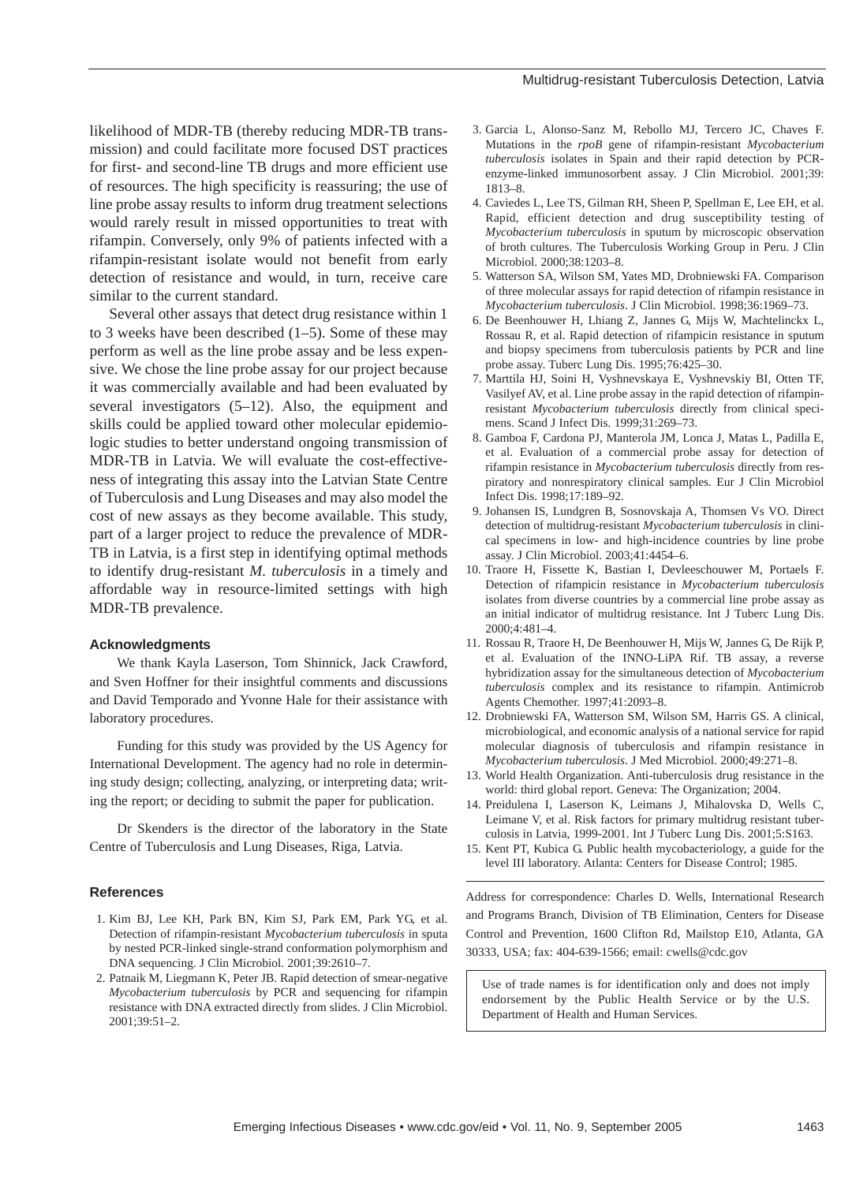likelihood of MDR-TB (thereby reducing MDR-TB transmission) and could facilitate more focused DST practices for first- and second-line TB drugs and more efficient use of resources. The high specificity is reassuring; the use of line probe assay results to inform drug treatment selections would rarely result in missed opportunities to treat with rifampin. Conversely, only 9% of patients infected with a rifampin-resistant isolate would not benefit from early detection of resistance and would, in turn, receive care similar to the current standard.

Several other assays that detect drug resistance within 1 to 3 weeks have been described (1–5). Some of these may perform as well as the line probe assay and be less expensive. We chose the line probe assay for our project because it was commercially available and had been evaluated by several investigators (5–12). Also, the equipment and skills could be applied toward other molecular epidemiologic studies to better understand ongoing transmission of MDR-TB in Latvia. We will evaluate the cost-effectiveness of integrating this assay into the Latvian State Centre of Tuberculosis and Lung Diseases and may also model the cost of new assays as they become available. This study, part of a larger project to reduce the prevalence of MDR-TB in Latvia, is a first step in identifying optimal methods to identify drug-resistant *M. tuberculosis* in a timely and affordable way in resource-limited settings with high MDR-TB prevalence.

## Acknowledgments

We thank Kayla Laserson, Tom Shinnick, Jack Crawford, and Sven Hoffner for their insightful comments and discussions and David Temporado and Yvonne Hale for their assistance with laboratory procedures.

Funding for this study was provided by the US Agency for International Development. The agency had no role in determining study design; collecting, analyzing, or interpreting data; writing the report; or deciding to submit the paper for publication.

Dr Skenders is the director of the laboratory in the State Centre of Tuberculosis and Lung Diseases, Riga, Latvia.

## References

1. Kim BJ, Lee KH, Park BN, Kim SJ, Park EM, Park YG, et al. Detection of rifampin-resistant *Mycobacterium tuberculosis* in sputa by nested PCR-linked single-strand conformation polymorphism and DNA sequencing. J Clin Microbiol. 2001;39:2610–7.
2. Patnaik M, Liegmann K, Peter JB. Rapid detection of smear-negative *Mycobacterium tuberculosis* by PCR and sequencing for rifampin resistance with DNA extracted directly from slides. J Clin Microbiol. 2001;39:51–2.
3. Garcia L, Alonso-Sanz M, Rebollo MJ, Tercero JC, Chaves F. Mutations in the *rpoB* gene of rifampin-resistant *Mycobacterium tuberculosis* isolates in Spain and their rapid detection by PCR-enzyme-linked immunosorbent assay. J Clin Microbiol. 2001;39:1813–8.
4. Caviedes L, Lee TS, Gilman RH, Sheen P, Spellman E, Lee EH, et al. Rapid, efficient detection and drug susceptibility testing of *Mycobacterium tuberculosis* in sputum by microscopic observation of broth cultures. The Tuberculosis Working Group in Peru. J Clin Microbiol. 2000;38:1203–8.
5. Watterson SA, Wilson SM, Yates MD, Drobniewski FA. Comparison of three molecular assays for rapid detection of rifampin resistance in *Mycobacterium tuberculosis*. J Clin Microbiol. 1998;36:1969–73.
6. De Beenhouwer H, Lhiang Z, Jannes G, Mijs W, Machtelinckx L, Rossau R, et al. Rapid detection of rifampicin resistance in sputum and biopsy specimens from tuberculosis patients by PCR and line probe assay. Tuberc Lung Dis. 1995;76:425–30.
7. Marttila HJ, Soini H, Vyshnevskaya E, Vyshnevskiy BI, Otten TF, Vasilyef AV, et al. Line probe assay in the rapid detection of rifampin-resistant *Mycobacterium tuberculosis* directly from clinical specimens. Scand J Infect Dis. 1999;31:269–73.
8. Gamboa F, Cardona PJ, Manterola JM, Lonca J, Matas L, Padilla E, et al. Evaluation of a commercial probe assay for detection of rifampin resistance in *Mycobacterium tuberculosis* directly from respiratory and nonrespiratory clinical samples. Eur J Clin Microbiol Infect Dis. 1998;17:189–92.
9. Johansen IS, Lundgren B, Sosnovskaja A, Thomsen Vs VO. Direct detection of multidrug-resistant *Mycobacterium tuberculosis* in clinical specimens in low- and high-incidence countries by line probe assay. J Clin Microbiol. 2003;41:4454–6.
10. Traore H, Fissette K, Bastian I, Devleeschouwer M, Portaels F. Detection of rifampicin resistance in *Mycobacterium tuberculosis* isolates from diverse countries by a commercial line probe assay as an initial indicator of multidrug resistance. Int J Tuberc Lung Dis. 2000;4:481–4.
11. Rossau R, Traore H, De Beenhouwer H, Mijs W, Jannes G, De Rijk P, et al. Evaluation of the INNO-LiPA Rif. TB assay, a reverse hybridization assay for the simultaneous detection of *Mycobacterium tuberculosis* complex and its resistance to rifampin. Antimicrob Agents Chemother. 1997;41:2093–8.
12. Drobniewski FA, Watterson SM, Wilson SM, Harris GS. A clinical, microbiological, and economic analysis of a national service for rapid molecular diagnosis of tuberculosis and rifampin resistance in *Mycobacterium tuberculosis*. J Med Microbiol. 2000;49:271–8.
13. World Health Organization. Anti-tuberculosis drug resistance in the world: third global report. Geneva: The Organization; 2004.
14. Preidulena I, Laserson K, Leimans J, Mihalovska D, Wells C, Leimane V, et al. Risk factors for primary multidrug resistant tuberculosis in Latvia, 1999-2001. Int J Tuberc Lung Dis. 2001;5:S163.
15. Kent PT, Kubica G. Public health mycobacteriology, a guide for the level III laboratory. Atlanta: Centers for Disease Control; 1985.

Address for correspondence: Charles D. Wells, International Research and Programs Branch, Division of TB Elimination, Centers for Disease Control and Prevention, 1600 Clifton Rd, Mailstop E10, Atlanta, GA 30333, USA; fax: 404-639-1566; email: cwells@cdc.gov

Use of trade names is for identification only and does not imply endorsement by the Public Health Service or by the U.S. Department of Health and Human Services.